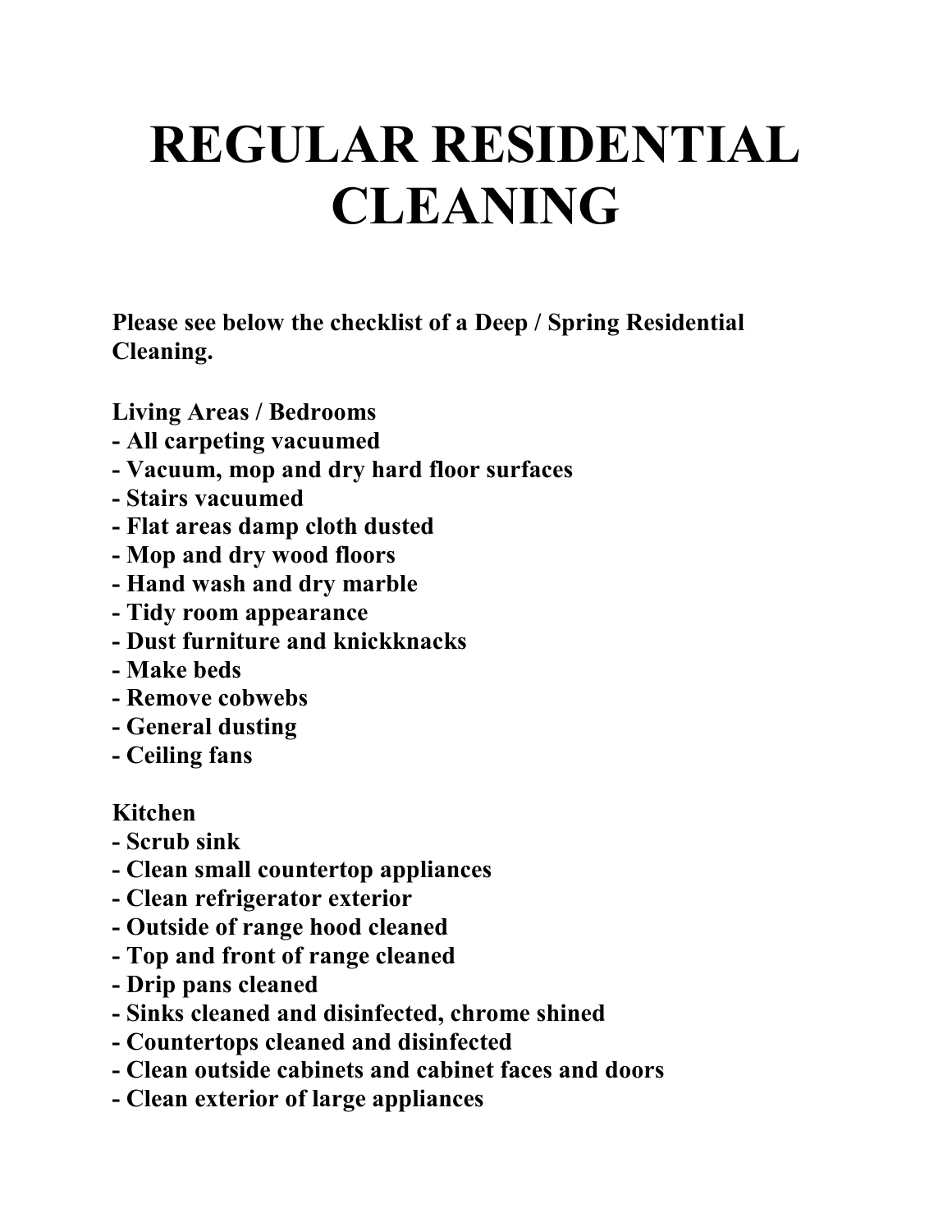# REGULAR RESIDENTIAL CLEANING

**Please see below the checklist of a Deep / Spring Residential Cleaning.**

**Living Areas / Bedrooms**
- **All carpeting vacuumed**
- **Vacuum, mop and dry hard floor surfaces**
- **Stairs vacuumed**
- **Flat areas damp cloth dusted**
- **Mop and dry wood floors**
- **Hand wash and dry marble**
- **Tidy room appearance**
- **Dust furniture and knickknacks**
- **Make beds**
- **Remove cobwebs**
- **General dusting**
- **Ceiling fans**

**Kitchen**
- **Scrub sink**
- **Clean small countertop appliances**
- **Clean refrigerator exterior**
- **Outside of range hood cleaned**
- **Top and front of range cleaned**
- **Drip pans cleaned**
- **Sinks cleaned and disinfected, chrome shined**
- **Countertops cleaned and disinfected**
- **Clean outside cabinets and cabinet faces and doors**
- **Clean exterior of large appliances**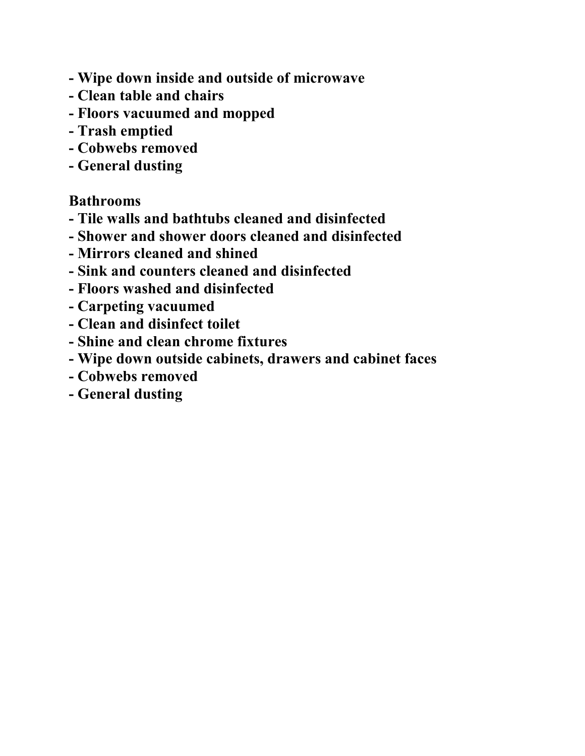- **Wipe down inside and outside of microwave**
- **Clean table and chairs**
- **Floors vacuumed and mopped**
- **Trash emptied**
- **Cobwebs removed**
- **General dusting**

**Bathrooms**

- **Tile walls and bathtubs cleaned and disinfected**
- **Shower and shower doors cleaned and disinfected**
- **Mirrors cleaned and shined**
- **Sink and counters cleaned and disinfected**
- **Floors washed and disinfected**
- **Carpeting vacuumed**
- **Clean and disinfect toilet**
- **Shine and clean chrome fixtures**
- **Wipe down outside cabinets, drawers and cabinet faces**
- **Cobwebs removed**
- **General dusting**